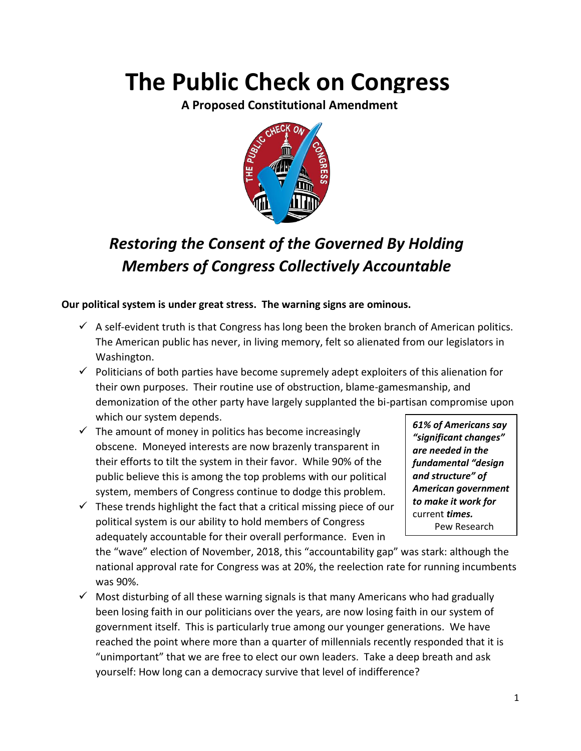# The Public Check on Congress

**A Proposed Constitutional Amendment**

## *Restoring the Consent of the Governed By Holding Members of Congress Collectively Accountable*

**Our political system is under great stress. The warning signs are ominous.**

- ✓ A self-evident truth is that Congress has long been the broken branch of American politics. The American public has never, in living memory, felt so alienated from our legislators in Washington.
- ✓ Politicians of both parties have become supremely adept exploiters of this alienation for their own purposes. Their routine use of obstruction, blame-gamesmanship, and demonization of the other party have largely supplanted the bi-partisan compromise upon which our system depends.
- ✓ The amount of money in politics has become increasingly obscene. Moneyed interests are now brazenly transparent in their efforts to tilt the system in their favor. While 90% of the public believe this is among the top problems with our political system, members of Congress continue to dodge this problem.
- ✓ These trends highlight the fact that a critical missing piece of our political system is our ability to hold members of Congress adequately accountable for their overall performance. Even in the "wave" election of November, 2018, this "accountability gap" was stark: although the national approval rate for Congress was at 20%, the reelection rate for running incumbents was 90%.
- ✓ Most disturbing of all these warning signals is that many Americans who had gradually been losing faith in our politicians over the years, are now losing faith in our system of government itself. This is particularly true among our younger generations. We have reached the point where more than a quarter of millennials recently responded that it is "unimportant" that we are free to elect our own leaders. Take a deep breath and ask yourself: How long can a democracy survive that level of indifference?

> ***61% of Americans say "significant changes" are needed in the fundamental "design and structure" of American government to make it work for*** current ***times.***
> Pew Research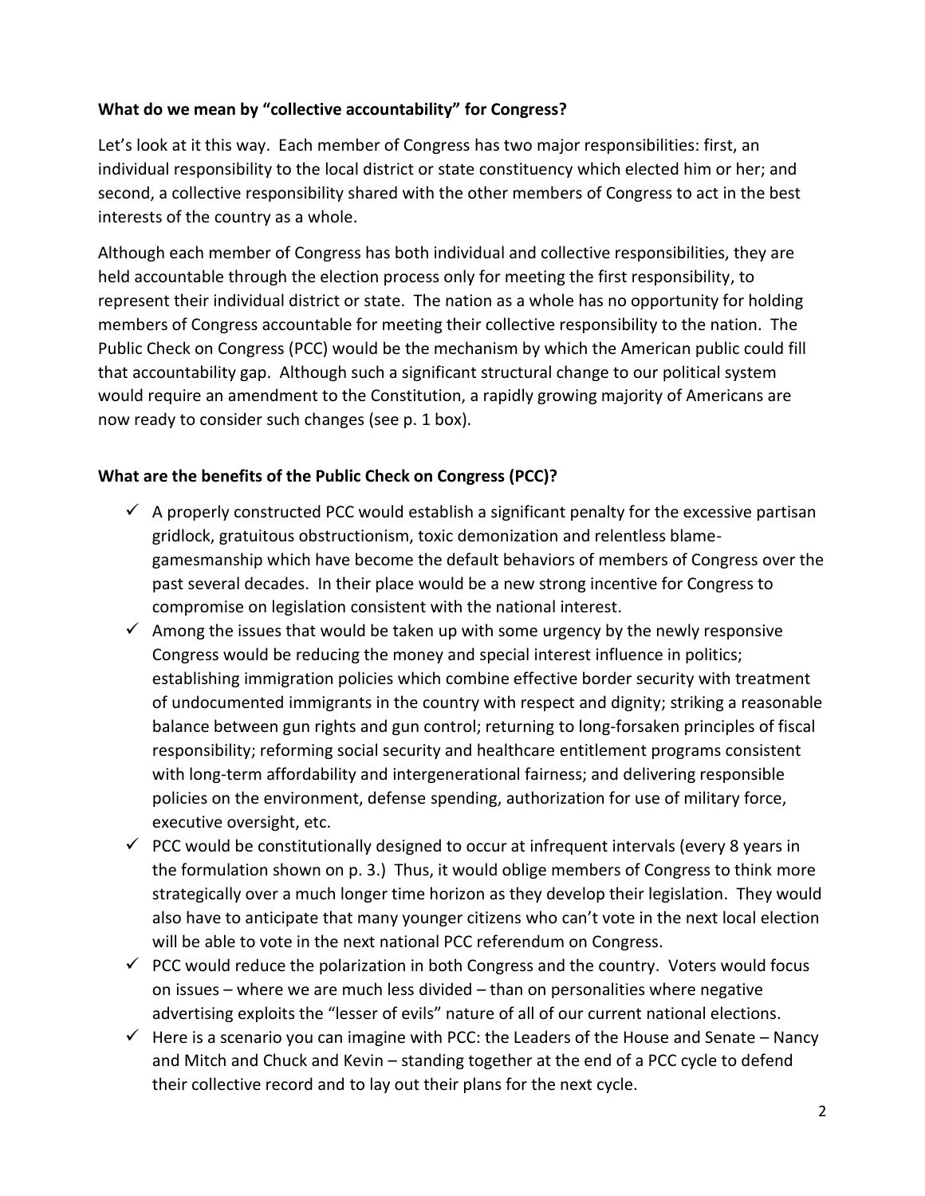**What do we mean by "collective accountability" for Congress?**

Let's look at it this way. Each member of Congress has two major responsibilities: first, an individual responsibility to the local district or state constituency which elected him or her; and second, a collective responsibility shared with the other members of Congress to act in the best interests of the country as a whole.

Although each member of Congress has both individual and collective responsibilities, they are held accountable through the election process only for meeting the first responsibility, to represent their individual district or state. The nation as a whole has no opportunity for holding members of Congress accountable for meeting their collective responsibility to the nation. The Public Check on Congress (PCC) would be the mechanism by which the American public could fill that accountability gap. Although such a significant structural change to our political system would require an amendment to the Constitution, a rapidly growing majority of Americans are now ready to consider such changes (see p. 1 box).

**What are the benefits of the Public Check on Congress (PCC)?**

- ✓ A properly constructed PCC would establish a significant penalty for the excessive partisan gridlock, gratuitous obstructionism, toxic demonization and relentless blame-gamesmanship which have become the default behaviors of members of Congress over the past several decades. In their place would be a new strong incentive for Congress to compromise on legislation consistent with the national interest.
- ✓ Among the issues that would be taken up with some urgency by the newly responsive Congress would be reducing the money and special interest influence in politics; establishing immigration policies which combine effective border security with treatment of undocumented immigrants in the country with respect and dignity; striking a reasonable balance between gun rights and gun control; returning to long-forsaken principles of fiscal responsibility; reforming social security and healthcare entitlement programs consistent with long-term affordability and intergenerational fairness; and delivering responsible policies on the environment, defense spending, authorization for use of military force, executive oversight, etc.
- ✓ PCC would be constitutionally designed to occur at infrequent intervals (every 8 years in the formulation shown on p. 3.) Thus, it would oblige members of Congress to think more strategically over a much longer time horizon as they develop their legislation. They would also have to anticipate that many younger citizens who can't vote in the next local election will be able to vote in the next national PCC referendum on Congress.
- ✓ PCC would reduce the polarization in both Congress and the country. Voters would focus on issues – where we are much less divided – than on personalities where negative advertising exploits the "lesser of evils" nature of all of our current national elections.
- ✓ Here is a scenario you can imagine with PCC: the Leaders of the House and Senate – Nancy and Mitch and Chuck and Kevin – standing together at the end of a PCC cycle to defend their collective record and to lay out their plans for the next cycle.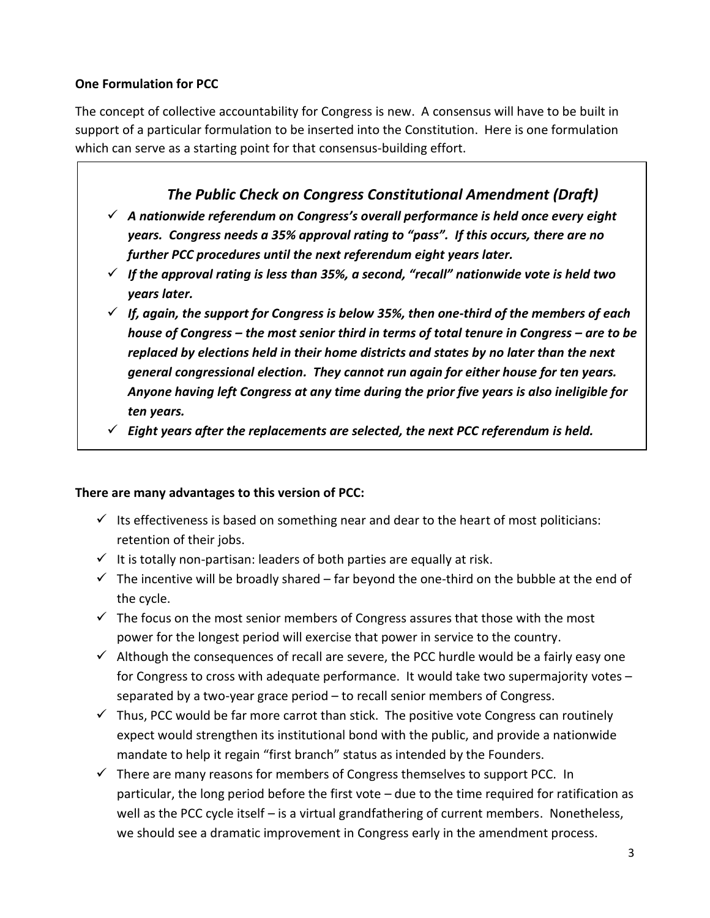**One Formulation for PCC**

The concept of collective accountability for Congress is new. A consensus will have to be built in support of a particular formulation to be inserted into the Constitution. Here is one formulation which can serve as a starting point for that consensus-building effort.

### *The Public Check on Congress Constitutional Amendment (Draft)*

- ✓ ***A nationwide referendum on Congress's overall performance is held once every eight years. Congress needs a 35% approval rating to "pass". If this occurs, there are no further PCC procedures until the next referendum eight years later.***
- ✓ ***If the approval rating is less than 35%, a second, "recall" nationwide vote is held two years later.***
- ✓ ***If, again, the support for Congress is below 35%, then one-third of the members of each house of Congress – the most senior third in terms of total tenure in Congress – are to be replaced by elections held in their home districts and states by no later than the next general congressional election. They cannot run again for either house for ten years. Anyone having left Congress at any time during the prior five years is also ineligible for ten years.***
- ✓ ***Eight years after the replacements are selected, the next PCC referendum is held.***

**There are many advantages to this version of PCC:**

- ✓ Its effectiveness is based on something near and dear to the heart of most politicians: retention of their jobs.
- ✓ It is totally non-partisan: leaders of both parties are equally at risk.
- ✓ The incentive will be broadly shared – far beyond the one-third on the bubble at the end of the cycle.
- ✓ The focus on the most senior members of Congress assures that those with the most power for the longest period will exercise that power in service to the country.
- ✓ Although the consequences of recall are severe, the PCC hurdle would be a fairly easy one for Congress to cross with adequate performance. It would take two supermajority votes – separated by a two-year grace period – to recall senior members of Congress.
- ✓ Thus, PCC would be far more carrot than stick. The positive vote Congress can routinely expect would strengthen its institutional bond with the public, and provide a nationwide mandate to help it regain "first branch" status as intended by the Founders.
- ✓ There are many reasons for members of Congress themselves to support PCC. In particular, the long period before the first vote – due to the time required for ratification as well as the PCC cycle itself – is a virtual grandfathering of current members. Nonetheless, we should see a dramatic improvement in Congress early in the amendment process.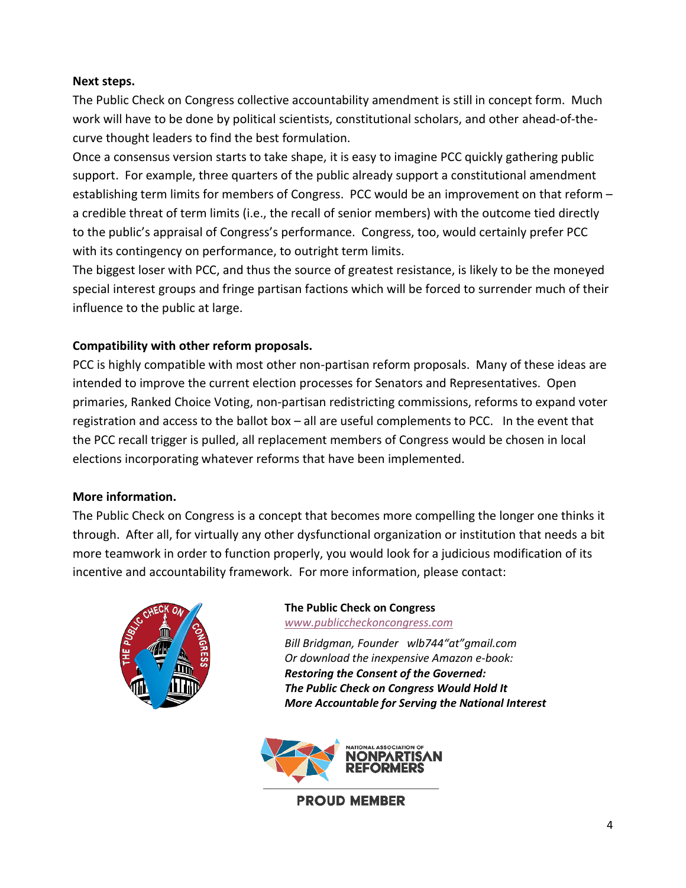**Next steps.**

The Public Check on Congress collective accountability amendment is still in concept form. Much work will have to be done by political scientists, constitutional scholars, and other ahead-of-the-curve thought leaders to find the best formulation.

Once a consensus version starts to take shape, it is easy to imagine PCC quickly gathering public support. For example, three quarters of the public already support a constitutional amendment establishing term limits for members of Congress. PCC would be an improvement on that reform – a credible threat of term limits (i.e., the recall of senior members) with the outcome tied directly to the public's appraisal of Congress's performance. Congress, too, would certainly prefer PCC with its contingency on performance, to outright term limits.

The biggest loser with PCC, and thus the source of greatest resistance, is likely to be the moneyed special interest groups and fringe partisan factions which will be forced to surrender much of their influence to the public at large.

**Compatibility with other reform proposals.**

PCC is highly compatible with most other non-partisan reform proposals. Many of these ideas are intended to improve the current election processes for Senators and Representatives. Open primaries, Ranked Choice Voting, non-partisan redistricting commissions, reforms to expand voter registration and access to the ballot box – all are useful complements to PCC. In the event that the PCC recall trigger is pulled, all replacement members of Congress would be chosen in local elections incorporating whatever reforms that have been implemented.

**More information.**

The Public Check on Congress is a concept that becomes more compelling the longer one thinks it through. After all, for virtually any other dysfunctional organization or institution that needs a bit more teamwork in order to function properly, you would look for a judicious modification of its incentive and accountability framework. For more information, please contact:

**The Public Check on Congress**
*www.publiccheckoncongress.com*

*Bill Bridgman, Founder wlb744"at"gmail.com*
*Or download the inexpensive Amazon e-book:*
***Restoring the Consent of the Governed:***
***The Public Check on Congress Would Hold It***
***More Accountable for Serving the National Interest***

NATIONAL ASSOCIATION OF NONPARTISAN REFORMERS

PROUD MEMBER